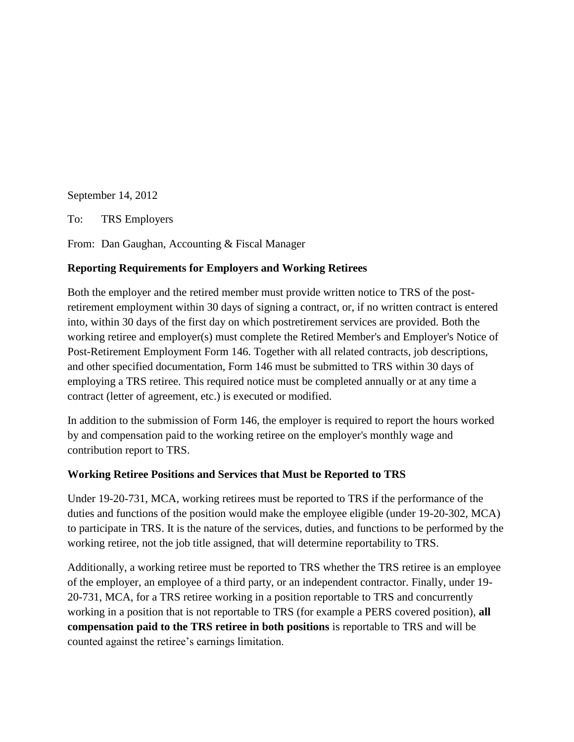September 14, 2012

To: TRS Employers

From: Dan Gaughan, Accounting & Fiscal Manager

**Reporting Requirements for Employers and Working Retirees**

Both the employer and the retired member must provide written notice to TRS of the post-retirement employment within 30 days of signing a contract, or, if no written contract is entered into, within 30 days of the first day on which postretirement services are provided. Both the working retiree and employer(s) must complete the Retired Member's and Employer's Notice of Post-Retirement Employment Form 146. Together with all related contracts, job descriptions, and other specified documentation, Form 146 must be submitted to TRS within 30 days of employing a TRS retiree. This required notice must be completed annually or at any time a contract (letter of agreement, etc.) is executed or modified.

In addition to the submission of Form 146, the employer is required to report the hours worked by and compensation paid to the working retiree on the employer's monthly wage and contribution report to TRS.

**Working Retiree Positions and Services that Must be Reported to TRS**

Under 19-20-731, MCA, working retirees must be reported to TRS if the performance of the duties and functions of the position would make the employee eligible (under 19-20-302, MCA) to participate in TRS. It is the nature of the services, duties, and functions to be performed by the working retiree, not the job title assigned, that will determine reportability to TRS.

Additionally, a working retiree must be reported to TRS whether the TRS retiree is an employee of the employer, an employee of a third party, or an independent contractor. Finally, under 19-20-731, MCA, for a TRS retiree working in a position reportable to TRS and concurrently working in a position that is not reportable to TRS (for example a PERS covered position), **all compensation paid to the TRS retiree in both positions** is reportable to TRS and will be counted against the retiree's earnings limitation.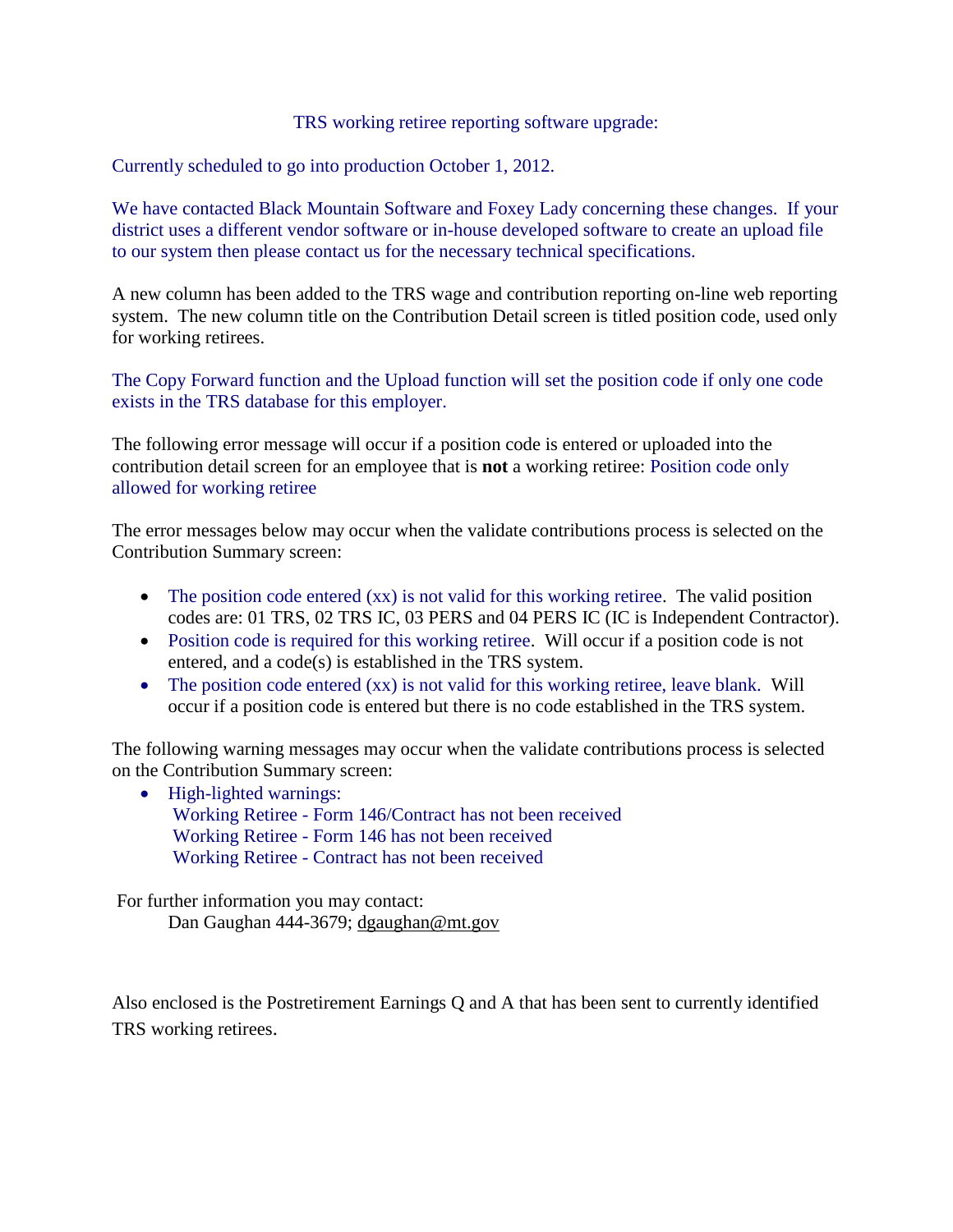# TRS working retiree reporting software upgrade:

Currently scheduled to go into production October 1, 2012.

We have contacted Black Mountain Software and Foxey Lady concerning these changes. If your district uses a different vendor software or in-house developed software to create an upload file to our system then please contact us for the necessary technical specifications.

A new column has been added to the TRS wage and contribution reporting on-line web reporting system. The new column title on the Contribution Detail screen is titled position code, used only for working retirees.

The Copy Forward function and the Upload function will set the position code if only one code exists in the TRS database for this employer.

The following error message will occur if a position code is entered or uploaded into the contribution detail screen for an employee that is **not** a working retiree: Position code only allowed for working retiree

The error messages below may occur when the validate contributions process is selected on the Contribution Summary screen:

- The position code entered (xx) is not valid for this working retiree. The valid position codes are: 01 TRS, 02 TRS IC, 03 PERS and 04 PERS IC (IC is Independent Contractor).
- Position code is required for this working retiree. Will occur if a position code is not entered, and a code(s) is established in the TRS system.
- The position code entered (xx) is not valid for this working retiree, leave blank. Will occur if a position code is entered but there is no code established in the TRS system.

The following warning messages may occur when the validate contributions process is selected on the Contribution Summary screen:

- High-lighted warnings:
  Working Retiree - Form 146/Contract has not been received
  Working Retiree - Form 146 has not been received
  Working Retiree - Contract has not been received

For further information you may contact:
Dan Gaughan 444-3679; dgaughan@mt.gov

Also enclosed is the Postretirement Earnings Q and A that has been sent to currently identified TRS working retirees.